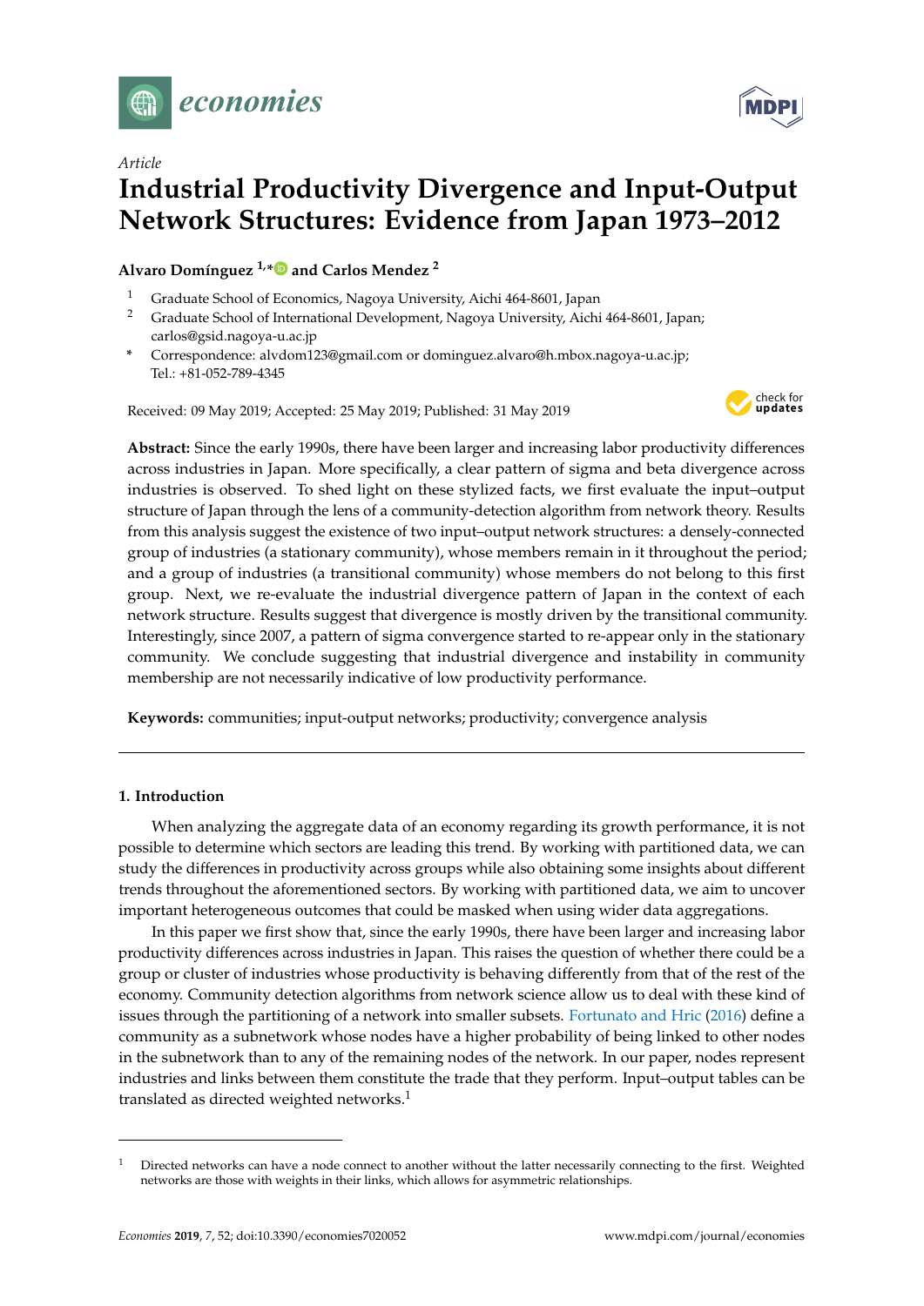*Article*

# Industrial Productivity Divergence and Input-Output Network Structures: Evidence from Japan 1973–2012

**Alvaro Domínguez [1,*] and Carlos Mendez [2]**

[1] Graduate School of Economics, Nagoya University, Aichi 464-8601, Japan

[2] Graduate School of International Development, Nagoya University, Aichi 464-8601, Japan; carlos@gsid.nagoya-u.ac.jp

[*] Correspondence: alvdom123@gmail.com or dominguez.alvaro@h.mbox.nagoya-u.ac.jp; Tel.: +81-052-789-4345

Received: 09 May 2019; Accepted: 25 May 2019; Published: 31 May 2019

**Abstract:** Since the early 1990s, there have been larger and increasing labor productivity differences across industries in Japan. More specifically, a clear pattern of sigma and beta divergence across industries is observed. To shed light on these stylized facts, we first evaluate the input–output structure of Japan through the lens of a community-detection algorithm from network theory. Results from this analysis suggest the existence of two input–output network structures: a densely-connected group of industries (a stationary community), whose members remain in it throughout the period; and a group of industries (a transitional community) whose members do not belong to this first group. Next, we re-evaluate the industrial divergence pattern of Japan in the context of each network structure. Results suggest that divergence is mostly driven by the transitional community. Interestingly, since 2007, a pattern of sigma convergence started to re-appear only in the stationary community. We conclude suggesting that industrial divergence and instability in community membership are not necessarily indicative of low productivity performance.

**Keywords:** communities; input-output networks; productivity; convergence analysis

## 1. Introduction

When analyzing the aggregate data of an economy regarding its growth performance, it is not possible to determine which sectors are leading this trend. By working with partitioned data, we can study the differences in productivity across groups while also obtaining some insights about different trends throughout the aforementioned sectors. By working with partitioned data, we aim to uncover important heterogeneous outcomes that could be masked when using wider data aggregations.

In this paper we first show that, since the early 1990s, there have been larger and increasing labor productivity differences across industries in Japan. This raises the question of whether there could be a group or cluster of industries whose productivity is behaving differently from that of the rest of the economy. Community detection algorithms from network science allow us to deal with these kind of issues through the partitioning of a network into smaller subsets. Fortunato and Hric (2016) define a community as a subnetwork whose nodes have a higher probability of being linked to other nodes in the subnetwork than to any of the remaining nodes of the network. In our paper, nodes represent industries and links between them constitute the trade that they perform. Input–output tables can be translated as directed weighted networks.[1]

[1] Directed networks can have a node connect to another without the latter necessarily connecting to the first. Weighted networks are those with weights in their links, which allows for asymmetric relationships.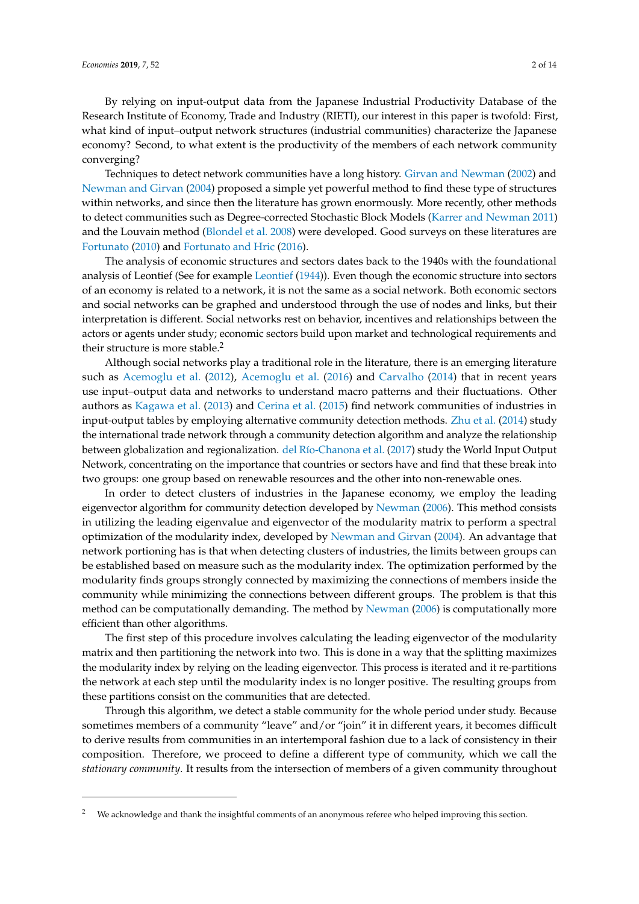By relying on input-output data from the Japanese Industrial Productivity Database of the Research Institute of Economy, Trade and Industry (RIETI), our interest in this paper is twofold: First, what kind of input–output network structures (industrial communities) characterize the Japanese economy? Second, to what extent is the productivity of the members of each network community converging?

Techniques to detect network communities have a long history. Girvan and Newman (2002) and Newman and Girvan (2004) proposed a simple yet powerful method to find these type of structures within networks, and since then the literature has grown enormously. More recently, other methods to detect communities such as Degree-corrected Stochastic Block Models (Karrer and Newman 2011) and the Louvain method (Blondel et al. 2008) were developed. Good surveys on these literatures are Fortunato (2010) and Fortunato and Hric (2016).

The analysis of economic structures and sectors dates back to the 1940s with the foundational analysis of Leontief (See for example Leontief (1944)). Even though the economic structure into sectors of an economy is related to a network, it is not the same as a social network. Both economic sectors and social networks can be graphed and understood through the use of nodes and links, but their interpretation is different. Social networks rest on behavior, incentives and relationships between the actors or agents under study; economic sectors build upon market and technological requirements and their structure is more stable.[2]

Although social networks play a traditional role in the literature, there is an emerging literature such as Acemoglu et al. (2012), Acemoglu et al. (2016) and Carvalho (2014) that in recent years use input–output data and networks to understand macro patterns and their fluctuations. Other authors as Kagawa et al. (2013) and Cerina et al. (2015) find network communities of industries in input-output tables by employing alternative community detection methods. Zhu et al. (2014) study the international trade network through a community detection algorithm and analyze the relationship between globalization and regionalization. del Río-Chanona et al. (2017) study the World Input Output Network, concentrating on the importance that countries or sectors have and find that these break into two groups: one group based on renewable resources and the other into non-renewable ones.

In order to detect clusters of industries in the Japanese economy, we employ the leading eigenvector algorithm for community detection developed by Newman (2006). This method consists in utilizing the leading eigenvalue and eigenvector of the modularity matrix to perform a spectral optimization of the modularity index, developed by Newman and Girvan (2004). An advantage that network portioning has is that when detecting clusters of industries, the limits between groups can be established based on measure such as the modularity index. The optimization performed by the modularity finds groups strongly connected by maximizing the connections of members inside the community while minimizing the connections between different groups. The problem is that this method can be computationally demanding. The method by Newman (2006) is computationally more efficient than other algorithms.

The first step of this procedure involves calculating the leading eigenvector of the modularity matrix and then partitioning the network into two. This is done in a way that the splitting maximizes the modularity index by relying on the leading eigenvector. This process is iterated and it re-partitions the network at each step until the modularity index is no longer positive. The resulting groups from these partitions consist on the communities that are detected.

Through this algorithm, we detect a stable community for the whole period under study. Because sometimes members of a community "leave" and/or "join" it in different years, it becomes difficult to derive results from communities in an intertemporal fashion due to a lack of consistency in their composition. Therefore, we proceed to define a different type of community, which we call the *stationary community*. It results from the intersection of members of a given community throughout

[2] We acknowledge and thank the insightful comments of an anonymous referee who helped improving this section.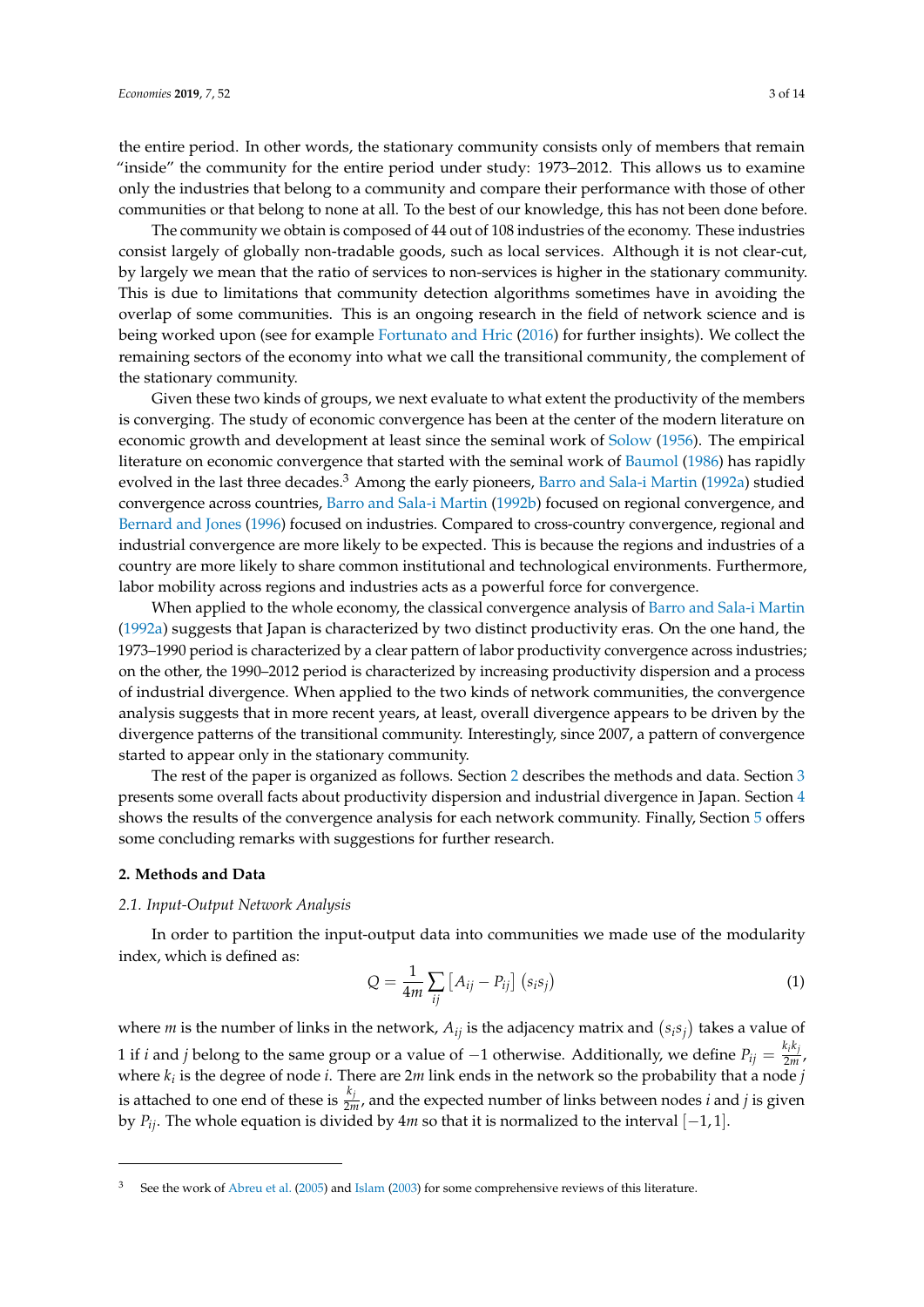the entire period. In other words, the stationary community consists only of members that remain "inside" the community for the entire period under study: 1973–2012. This allows us to examine only the industries that belong to a community and compare their performance with those of other communities or that belong to none at all. To the best of our knowledge, this has not been done before.

The community we obtain is composed of 44 out of 108 industries of the economy. These industries consist largely of globally non-tradable goods, such as local services. Although it is not clear-cut, by largely we mean that the ratio of services to non-services is higher in the stationary community. This is due to limitations that community detection algorithms sometimes have in avoiding the overlap of some communities. This is an ongoing research in the field of network science and is being worked upon (see for example Fortunato and Hric (2016) for further insights). We collect the remaining sectors of the economy into what we call the transitional community, the complement of the stationary community.

Given these two kinds of groups, we next evaluate to what extent the productivity of the members is converging. The study of economic convergence has been at the center of the modern literature on economic growth and development at least since the seminal work of Solow (1956). The empirical literature on economic convergence that started with the seminal work of Baumol (1986) has rapidly evolved in the last three decades.[3] Among the early pioneers, Barro and Sala-i Martin (1992a) studied convergence across countries, Barro and Sala-i Martin (1992b) focused on regional convergence, and Bernard and Jones (1996) focused on industries. Compared to cross-country convergence, regional and industrial convergence are more likely to be expected. This is because the regions and industries of a country are more likely to share common institutional and technological environments. Furthermore, labor mobility across regions and industries acts as a powerful force for convergence.

When applied to the whole economy, the classical convergence analysis of Barro and Sala-i Martin (1992a) suggests that Japan is characterized by two distinct productivity eras. On the one hand, the 1973–1990 period is characterized by a clear pattern of labor productivity convergence across industries; on the other, the 1990–2012 period is characterized by increasing productivity dispersion and a process of industrial divergence. When applied to the two kinds of network communities, the convergence analysis suggests that in more recent years, at least, overall divergence appears to be driven by the divergence patterns of the transitional community. Interestingly, since 2007, a pattern of convergence started to appear only in the stationary community.

The rest of the paper is organized as follows. Section 2 describes the methods and data. Section 3 presents some overall facts about productivity dispersion and industrial divergence in Japan. Section 4 shows the results of the convergence analysis for each network community. Finally, Section 5 offers some concluding remarks with suggestions for further research.

## 2. Methods and Data

### 2.1. Input-Output Network Analysis

In order to partition the input-output data into communities we made use of the modularity index, which is defined as:

$$Q = \frac{1}{4m} \sum_{ij} \left[ A_{ij} - P_{ij} \right] (s_i s_j) \tag{1}$$

where $m$ is the number of links in the network, $A_{ij}$ is the adjacency matrix and $(s_i s_j)$ takes a value of 1 if $i$ and $j$ belong to the same group or a value of $-1$ otherwise. Additionally, we define $P_{ij} = \frac{k_i k_j}{2m}$, where $k_i$ is the degree of node $i$. There are $2m$ link ends in the network so the probability that a node $j$ is attached to one end of these is $\frac{k_j}{2m}$, and the expected number of links between nodes $i$ and $j$ is given by $P_{ij}$. The whole equation is divided by $4m$ so that it is normalized to the interval $[-1, 1]$.

[3] See the work of Abreu et al. (2005) and Islam (2003) for some comprehensive reviews of this literature.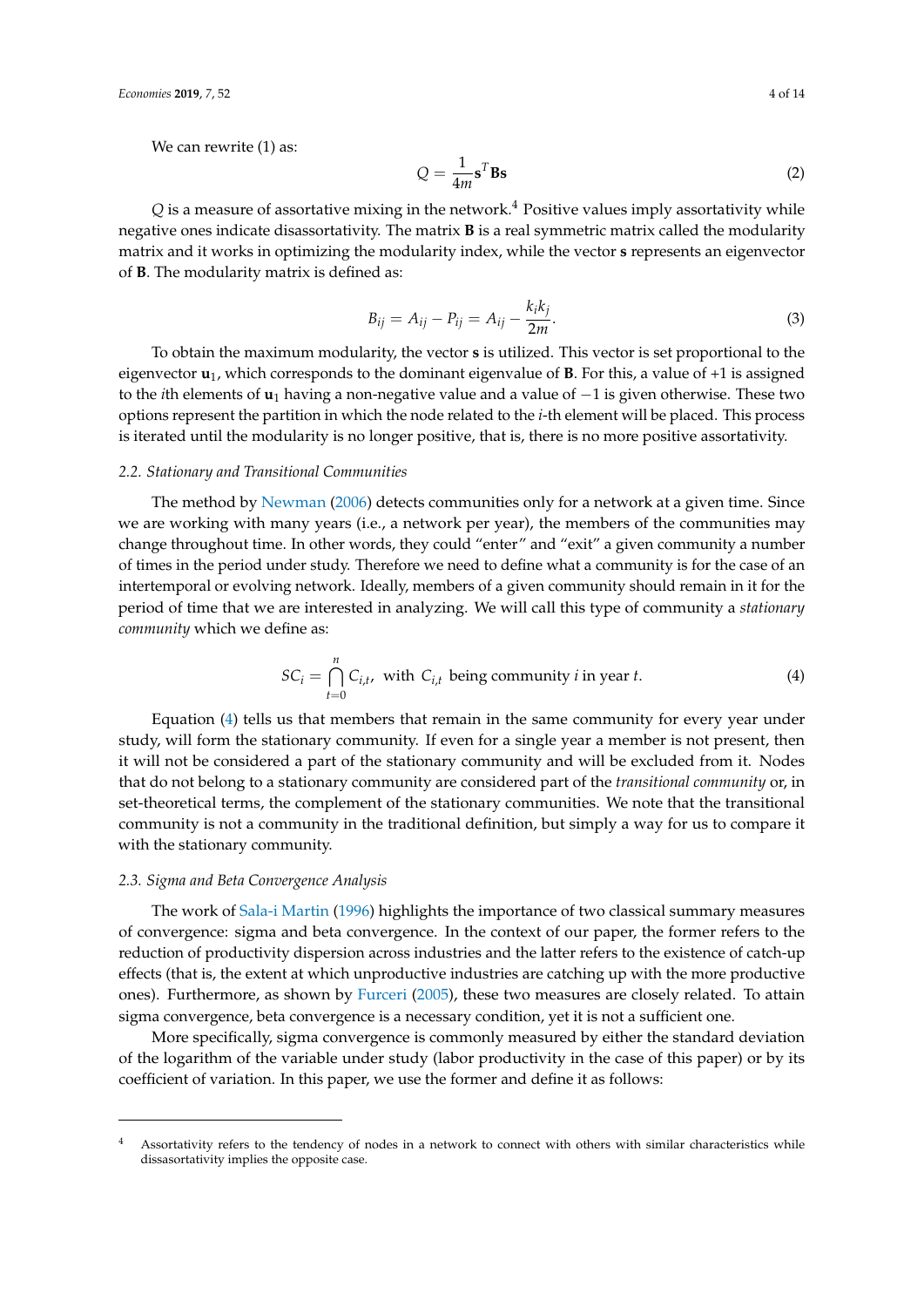We can rewrite (1) as:

$$Q = \frac{1}{4m}\mathbf{s}^T\mathbf{B}\mathbf{s} \tag{2}$$

$Q$ is a measure of assortative mixing in the network.[4] Positive values imply assortativity while negative ones indicate disassortativity. The matrix $\mathbf{B}$ is a real symmetric matrix called the modularity matrix and it works in optimizing the modularity index, while the vector $\mathbf{s}$ represents an eigenvector of $\mathbf{B}$. The modularity matrix is defined as:

$$B_{ij} = A_{ij} - P_{ij} = A_{ij} - \frac{k_i k_j}{2m}. \tag{3}$$

To obtain the maximum modularity, the vector $\mathbf{s}$ is utilized. This vector is set proportional to the eigenvector $\mathbf{u}_1$, which corresponds to the dominant eigenvalue of $\mathbf{B}$. For this, a value of +1 is assigned to the $i$th elements of $\mathbf{u}_1$ having a non-negative value and a value of $-1$ is given otherwise. These two options represent the partition in which the node related to the $i$-th element will be placed. This process is iterated until the modularity is no longer positive, that is, there is no more positive assortativity.

### 2.2. Stationary and Transitional Communities

The method by Newman (2006) detects communities only for a network at a given time. Since we are working with many years (i.e., a network per year), the members of the communities may change throughout time. In other words, they could "enter" and "exit" a given community a number of times in the period under study. Therefore we need to define what a community is for the case of an intertemporal or evolving network. Ideally, members of a given community should remain in it for the period of time that we are interested in analyzing. We will call this type of community a *stationary community* which we define as:

$$SC_i = \bigcap_{t=0}^{n} C_{i,t}, \text{ with } C_{i,t} \text{ being community } i \text{ in year } t. \tag{4}$$

Equation (4) tells us that members that remain in the same community for every year under study, will form the stationary community. If even for a single year a member is not present, then it will not be considered a part of the stationary community and will be excluded from it. Nodes that do not belong to a stationary community are considered part of the *transitional community* or, in set-theoretical terms, the complement of the stationary communities. We note that the transitional community is not a community in the traditional definition, but simply a way for us to compare it with the stationary community.

### 2.3. Sigma and Beta Convergence Analysis

The work of Sala-i Martin (1996) highlights the importance of two classical summary measures of convergence: sigma and beta convergence. In the context of our paper, the former refers to the reduction of productivity dispersion across industries and the latter refers to the existence of catch-up effects (that is, the extent at which unproductive industries are catching up with the more productive ones). Furthermore, as shown by Furceri (2005), these two measures are closely related. To attain sigma convergence, beta convergence is a necessary condition, yet it is not a sufficient one.

More specifically, sigma convergence is commonly measured by either the standard deviation of the logarithm of the variable under study (labor productivity in the case of this paper) or by its coefficient of variation. In this paper, we use the former and define it as follows:

---

[4] Assortativity refers to the tendency of nodes in a network to connect with others with similar characteristics while dissasortativity implies the opposite case.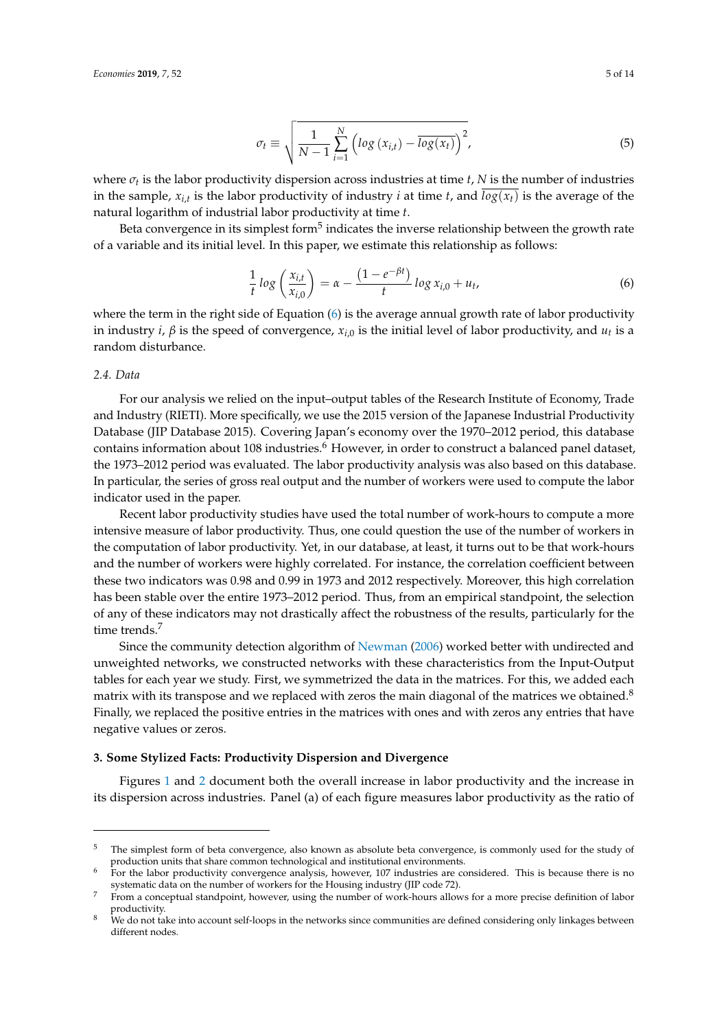$$\sigma_t \equiv \sqrt{\frac{1}{N-1}\sum_{i=1}^{N}\left(log\left(x_{i,t}\right) - \overline{log(x_t)}\right)^2}, \tag{5}$$

where $\sigma_t$ is the labor productivity dispersion across industries at time $t$, $N$ is the number of industries in the sample, $x_{i,t}$ is the labor productivity of industry $i$ at time $t$, and $\overline{log(x_t)}$ is the average of the natural logarithm of industrial labor productivity at time $t$.

Beta convergence in its simplest form[5] indicates the inverse relationship between the growth rate of a variable and its initial level. In this paper, we estimate this relationship as follows:

$$\frac{1}{t}\,log\left(\frac{x_{i,t}}{x_{i,0}}\right) = \alpha - \frac{\left(1 - e^{-\beta t}\right)}{t}\,log\,x_{i,0} + u_t, \tag{6}$$

where the term in the right side of Equation (6) is the average annual growth rate of labor productivity in industry $i$, $\beta$ is the speed of convergence, $x_{i,0}$ is the initial level of labor productivity, and $u_t$ is a random disturbance.

*2.4. Data*

For our analysis we relied on the input–output tables of the Research Institute of Economy, Trade and Industry (RIETI). More specifically, we use the 2015 version of the Japanese Industrial Productivity Database (JIP Database 2015). Covering Japan's economy over the 1970–2012 period, this database contains information about 108 industries.[6] However, in order to construct a balanced panel dataset, the 1973–2012 period was evaluated. The labor productivity analysis was also based on this database. In particular, the series of gross real output and the number of workers were used to compute the labor indicator used in the paper.

Recent labor productivity studies have used the total number of work-hours to compute a more intensive measure of labor productivity. Thus, one could question the use of the number of workers in the computation of labor productivity. Yet, in our database, at least, it turns out to be that work-hours and the number of workers were highly correlated. For instance, the correlation coefficient between these two indicators was 0.98 and 0.99 in 1973 and 2012 respectively. Moreover, this high correlation has been stable over the entire 1973–2012 period. Thus, from an empirical standpoint, the selection of any of these indicators may not drastically affect the robustness of the results, particularly for the time trends.[7]

Since the community detection algorithm of Newman (2006) worked better with undirected and unweighted networks, we constructed networks with these characteristics from the Input-Output tables for each year we study. First, we symmetrized the data in the matrices. For this, we added each matrix with its transpose and we replaced with zeros the main diagonal of the matrices we obtained.[8] Finally, we replaced the positive entries in the matrices with ones and with zeros any entries that have negative values or zeros.

## 3. Some Stylized Facts: Productivity Dispersion and Divergence

Figures 1 and 2 document both the overall increase in labor productivity and the increase in its dispersion across industries. Panel (a) of each figure measures labor productivity as the ratio of

---

[5] The simplest form of beta convergence, also known as absolute beta convergence, is commonly used for the study of production units that share common technological and institutional environments.

[6] For the labor productivity convergence analysis, however, 107 industries are considered. This is because there is no systematic data on the number of workers for the Housing industry (JIP code 72).

[7] From a conceptual standpoint, however, using the number of work-hours allows for a more precise definition of labor productivity.

[8] We do not take into account self-loops in the networks since communities are defined considering only linkages between different nodes.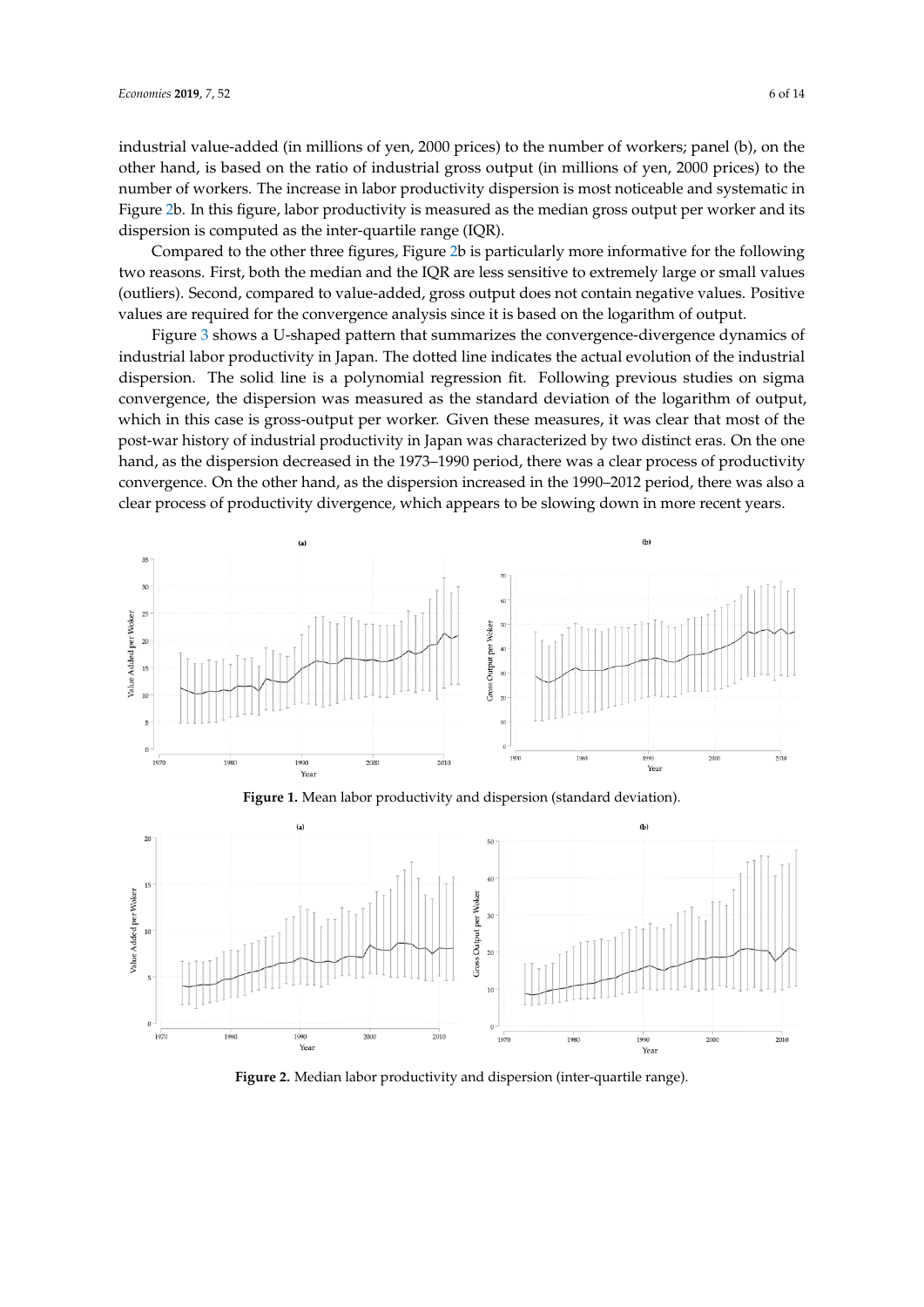industrial value-added (in millions of yen, 2000 prices) to the number of workers; panel (b), on the other hand, is based on the ratio of industrial gross output (in millions of yen, 2000 prices) to the number of workers. The increase in labor productivity dispersion is most noticeable and systematic in Figure 2b. In this figure, labor productivity is measured as the median gross output per worker and its dispersion is computed as the inter-quartile range (IQR).

Compared to the other three figures, Figure 2b is particularly more informative for the following two reasons. First, both the median and the IQR are less sensitive to extremely large or small values (outliers). Second, compared to value-added, gross output does not contain negative values. Positive values are required for the convergence analysis since it is based on the logarithm of output.

Figure 3 shows a U-shaped pattern that summarizes the convergence-divergence dynamics of industrial labor productivity in Japan. The dotted line indicates the actual evolution of the industrial dispersion. The solid line is a polynomial regression fit. Following previous studies on sigma convergence, the dispersion was measured as the standard deviation of the logarithm of output, which in this case is gross-output per worker. Given these measures, it was clear that most of the post-war history of industrial productivity in Japan was characterized by two distinct eras. On the one hand, as the dispersion decreased in the 1973–1990 period, there was a clear process of productivity convergence. On the other hand, as the dispersion increased in the 1990–2012 period, there was also a clear process of productivity divergence, which appears to be slowing down in more recent years.

**Figure 1.** Mean labor productivity and dispersion (standard deviation).

**Figure 2.** Median labor productivity and dispersion (inter-quartile range).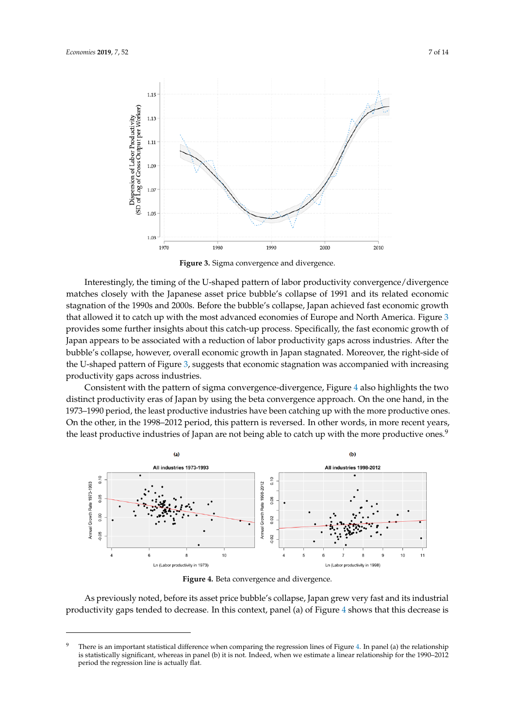**Figure 3.** Sigma convergence and divergence.

Interestingly, the timing of the U-shaped pattern of labor productivity convergence/divergence matches closely with the Japanese asset price bubble's collapse of 1991 and its related economic stagnation of the 1990s and 2000s. Before the bubble's collapse, Japan achieved fast economic growth that allowed it to catch up with the most advanced economies of Europe and North America. Figure 3 provides some further insights about this catch-up process. Specifically, the fast economic growth of Japan appears to be associated with a reduction of labor productivity gaps across industries. After the bubble's collapse, however, overall economic growth in Japan stagnated. Moreover, the right-side of the U-shaped pattern of Figure 3, suggests that economic stagnation was accompanied with increasing productivity gaps across industries.

Consistent with the pattern of sigma convergence-divergence, Figure 4 also highlights the two distinct productivity eras of Japan by using the beta convergence approach. On the one hand, in the 1973–1990 period, the least productive industries have been catching up with the more productive ones. On the other, in the 1998–2012 period, this pattern is reversed. In other words, in more recent years, the least productive industries of Japan are not being able to catch up with the more productive ones.[9]

**Figure 4.** Beta convergence and divergence.

As previously noted, before its asset price bubble's collapse, Japan grew very fast and its industrial productivity gaps tended to decrease. In this context, panel (a) of Figure 4 shows that this decrease is

[9] There is an important statistical difference when comparing the regression lines of Figure 4. In panel (a) the relationship is statistically significant, whereas in panel (b) it is not. Indeed, when we estimate a linear relationship for the 1990–2012 period the regression line is actually flat.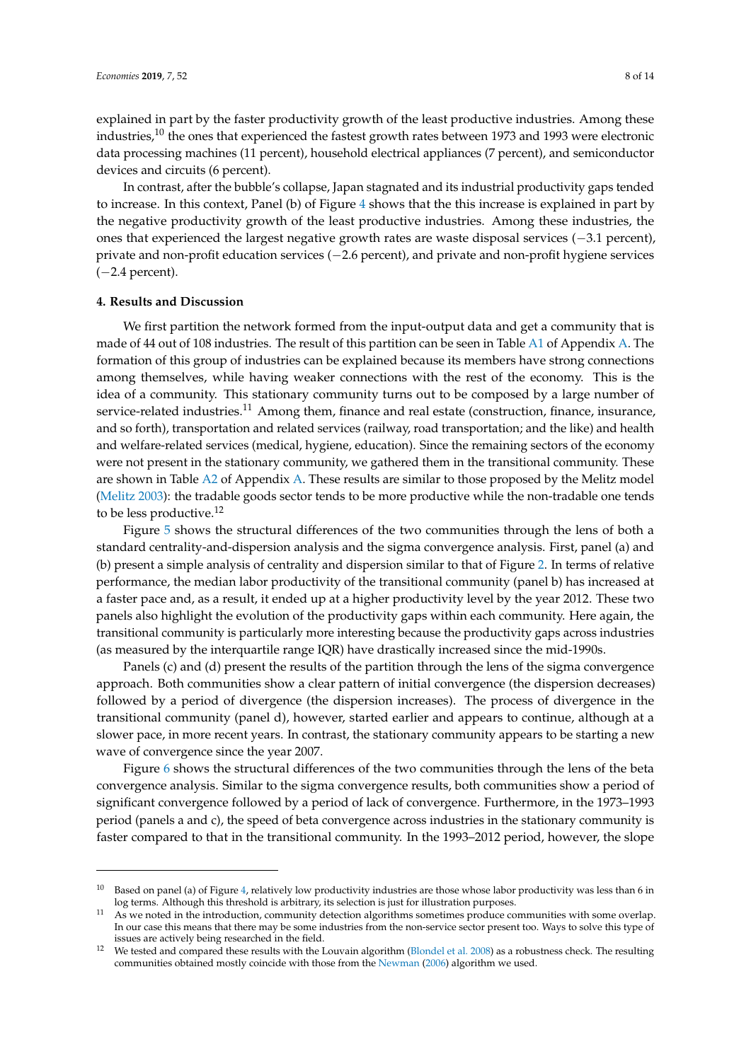explained in part by the faster productivity growth of the least productive industries. Among these industries,[10] the ones that experienced the fastest growth rates between 1973 and 1993 were electronic data processing machines (11 percent), household electrical appliances (7 percent), and semiconductor devices and circuits (6 percent).

In contrast, after the bubble's collapse, Japan stagnated and its industrial productivity gaps tended to increase. In this context, Panel (b) of Figure 4 shows that the this increase is explained in part by the negative productivity growth of the least productive industries. Among these industries, the ones that experienced the largest negative growth rates are waste disposal services (−3.1 percent), private and non-profit education services (−2.6 percent), and private and non-profit hygiene services (−2.4 percent).

## 4. Results and Discussion

We first partition the network formed from the input-output data and get a community that is made of 44 out of 108 industries. The result of this partition can be seen in Table A1 of Appendix A. The formation of this group of industries can be explained because its members have strong connections among themselves, while having weaker connections with the rest of the economy. This is the idea of a community. This stationary community turns out to be composed by a large number of service-related industries.[11] Among them, finance and real estate (construction, finance, insurance, and so forth), transportation and related services (railway, road transportation; and the like) and health and welfare-related services (medical, hygiene, education). Since the remaining sectors of the economy were not present in the stationary community, we gathered them in the transitional community. These are shown in Table A2 of Appendix A. These results are similar to those proposed by the Melitz model (Melitz 2003): the tradable goods sector tends to be more productive while the non-tradable one tends to be less productive.[12]

Figure 5 shows the structural differences of the two communities through the lens of both a standard centrality-and-dispersion analysis and the sigma convergence analysis. First, panel (a) and (b) present a simple analysis of centrality and dispersion similar to that of Figure 2. In terms of relative performance, the median labor productivity of the transitional community (panel b) has increased at a faster pace and, as a result, it ended up at a higher productivity level by the year 2012. These two panels also highlight the evolution of the productivity gaps within each community. Here again, the transitional community is particularly more interesting because the productivity gaps across industries (as measured by the interquartile range IQR) have drastically increased since the mid-1990s.

Panels (c) and (d) present the results of the partition through the lens of the sigma convergence approach. Both communities show a clear pattern of initial convergence (the dispersion decreases) followed by a period of divergence (the dispersion increases). The process of divergence in the transitional community (panel d), however, started earlier and appears to continue, although at a slower pace, in more recent years. In contrast, the stationary community appears to be starting a new wave of convergence since the year 2007.

Figure 6 shows the structural differences of the two communities through the lens of the beta convergence analysis. Similar to the sigma convergence results, both communities show a period of significant convergence followed by a period of lack of convergence. Furthermore, in the 1973–1993 period (panels a and c), the speed of beta convergence across industries in the stationary community is faster compared to that in the transitional community. In the 1993–2012 period, however, the slope

---

[10] Based on panel (a) of Figure 4, relatively low productivity industries are those whose labor productivity was less than 6 in log terms. Although this threshold is arbitrary, its selection is just for illustration purposes.

[11] As we noted in the introduction, community detection algorithms sometimes produce communities with some overlap. In our case this means that there may be some industries from the non-service sector present too. Ways to solve this type of issues are actively being researched in the field.

[12] We tested and compared these results with the Louvain algorithm (Blondel et al. 2008) as a robustness check. The resulting communities obtained mostly coincide with those from the Newman (2006) algorithm we used.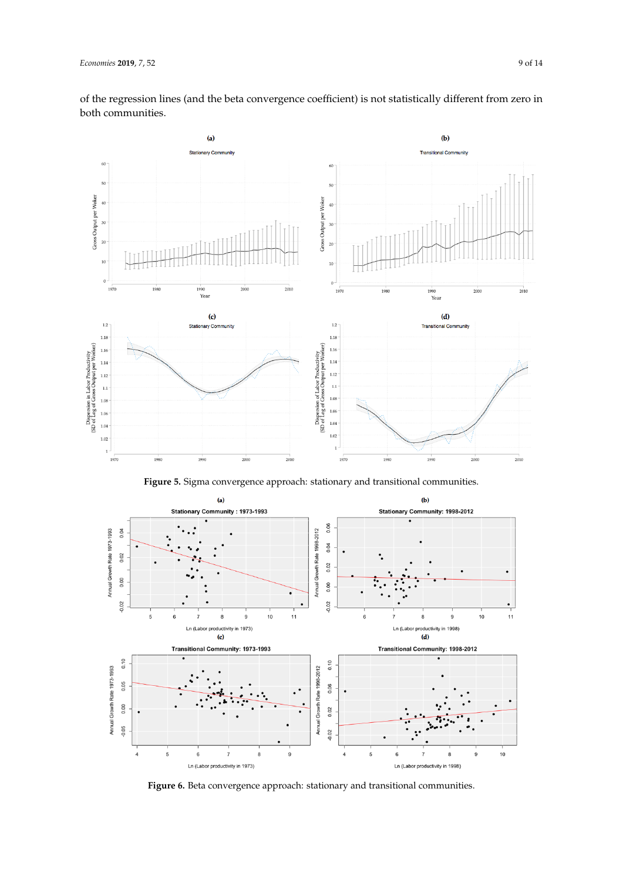of the regression lines (and the beta convergence coefficient) is not statistically different from zero in both communities.

**Figure 5.** Sigma convergence approach: stationary and transitional communities.

**Figure 6.** Beta convergence approach: stationary and transitional communities.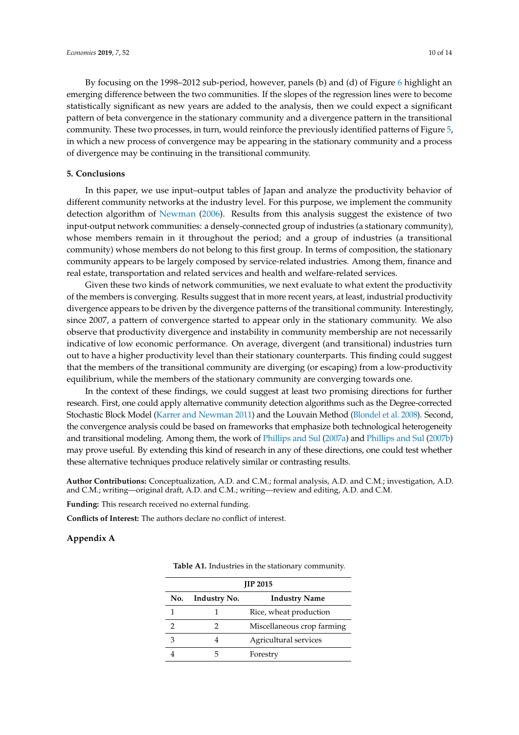By focusing on the 1998–2012 sub-period, however, panels (b) and (d) of Figure 6 highlight an emerging difference between the two communities. If the slopes of the regression lines were to become statistically significant as new years are added to the analysis, then we could expect a significant pattern of beta convergence in the stationary community and a divergence pattern in the transitional community. These two processes, in turn, would reinforce the previously identified patterns of Figure 5, in which a new process of convergence may be appearing in the stationary community and a process of divergence may be continuing in the transitional community.

## 5. Conclusions

In this paper, we use input–output tables of Japan and analyze the productivity behavior of different community networks at the industry level. For this purpose, we implement the community detection algorithm of Newman (2006). Results from this analysis suggest the existence of two input-output network communities: a densely-connected group of industries (a stationary community), whose members remain in it throughout the period; and a group of industries (a transitional community) whose members do not belong to this first group. In terms of composition, the stationary community appears to be largely composed by service-related industries. Among them, finance and real estate, transportation and related services and health and welfare-related services.

Given these two kinds of network communities, we next evaluate to what extent the productivity of the members is converging. Results suggest that in more recent years, at least, industrial productivity divergence appears to be driven by the divergence patterns of the transitional community. Interestingly, since 2007, a pattern of convergence started to appear only in the stationary community. We also observe that productivity divergence and instability in community membership are not necessarily indicative of low economic performance. On average, divergent (and transitional) industries turn out to have a higher productivity level than their stationary counterparts. This finding could suggest that the members of the transitional community are diverging (or escaping) from a low-productivity equilibrium, while the members of the stationary community are converging towards one.

In the context of these findings, we could suggest at least two promising directions for further research. First, one could apply alternative community detection algorithms such as the Degree-corrected Stochastic Block Model (Karrer and Newman 2011) and the Louvain Method (Blondel et al. 2008). Second, the convergence analysis could be based on frameworks that emphasize both technological heterogeneity and transitional modeling. Among them, the work of Phillips and Sul (2007a) and Phillips and Sul (2007b) may prove useful. By extending this kind of research in any of these directions, one could test whether these alternative techniques produce relatively similar or contrasting results.

**Author Contributions:** Conceptualization, A.D. and C.M.; formal analysis, A.D. and C.M.; investigation, A.D. and C.M.; writing—original draft, A.D. and C.M.; writing—review and editing, A.D. and C.M.

**Funding:** This research received no external funding.

**Conflicts of Interest:** The authors declare no conflict of interest.

## Appendix A

**Table A1.** Industries in the stationary community.

| JIP 2015 | | |
|---|---|---|
| **No.** | **Industry No.** | **Industry Name** |
| 1 | 1 | Rice, wheat production |
| 2 | 2 | Miscellaneous crop farming |
| 3 | 4 | Agricultural services |
| 4 | 5 | Forestry |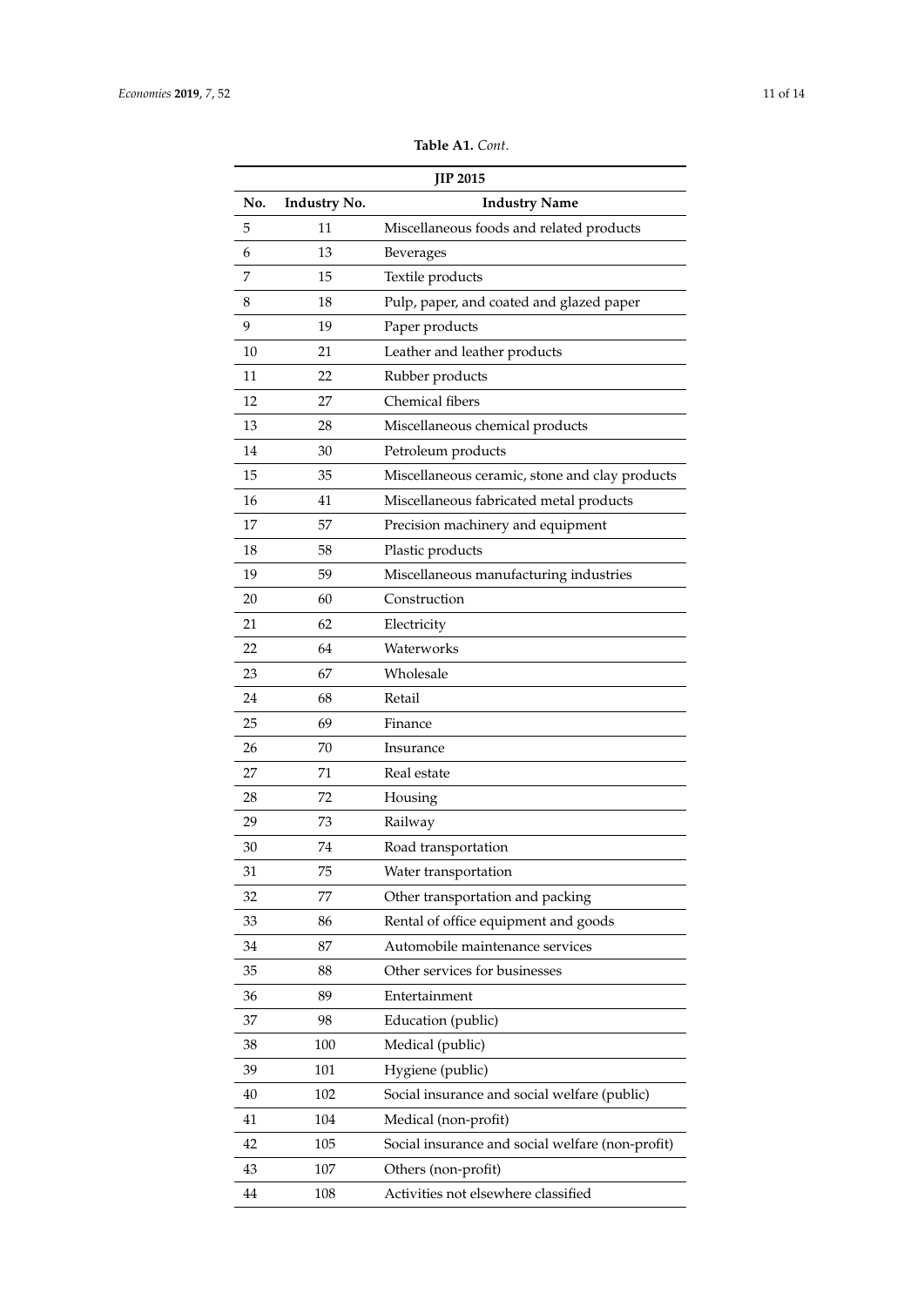**Table A1.** *Cont.*

| JIP 2015 | | |
|---|---|---|
| **No.** | **Industry No.** | **Industry Name** |
| 5 | 11 | Miscellaneous foods and related products |
| 6 | 13 | Beverages |
| 7 | 15 | Textile products |
| 8 | 18 | Pulp, paper, and coated and glazed paper |
| 9 | 19 | Paper products |
| 10 | 21 | Leather and leather products |
| 11 | 22 | Rubber products |
| 12 | 27 | Chemical fibers |
| 13 | 28 | Miscellaneous chemical products |
| 14 | 30 | Petroleum products |
| 15 | 35 | Miscellaneous ceramic, stone and clay products |
| 16 | 41 | Miscellaneous fabricated metal products |
| 17 | 57 | Precision machinery and equipment |
| 18 | 58 | Plastic products |
| 19 | 59 | Miscellaneous manufacturing industries |
| 20 | 60 | Construction |
| 21 | 62 | Electricity |
| 22 | 64 | Waterworks |
| 23 | 67 | Wholesale |
| 24 | 68 | Retail |
| 25 | 69 | Finance |
| 26 | 70 | Insurance |
| 27 | 71 | Real estate |
| 28 | 72 | Housing |
| 29 | 73 | Railway |
| 30 | 74 | Road transportation |
| 31 | 75 | Water transportation |
| 32 | 77 | Other transportation and packing |
| 33 | 86 | Rental of office equipment and goods |
| 34 | 87 | Automobile maintenance services |
| 35 | 88 | Other services for businesses |
| 36 | 89 | Entertainment |
| 37 | 98 | Education (public) |
| 38 | 100 | Medical (public) |
| 39 | 101 | Hygiene (public) |
| 40 | 102 | Social insurance and social welfare (public) |
| 41 | 104 | Medical (non-profit) |
| 42 | 105 | Social insurance and social welfare (non-profit) |
| 43 | 107 | Others (non-profit) |
| 44 | 108 | Activities not elsewhere classified |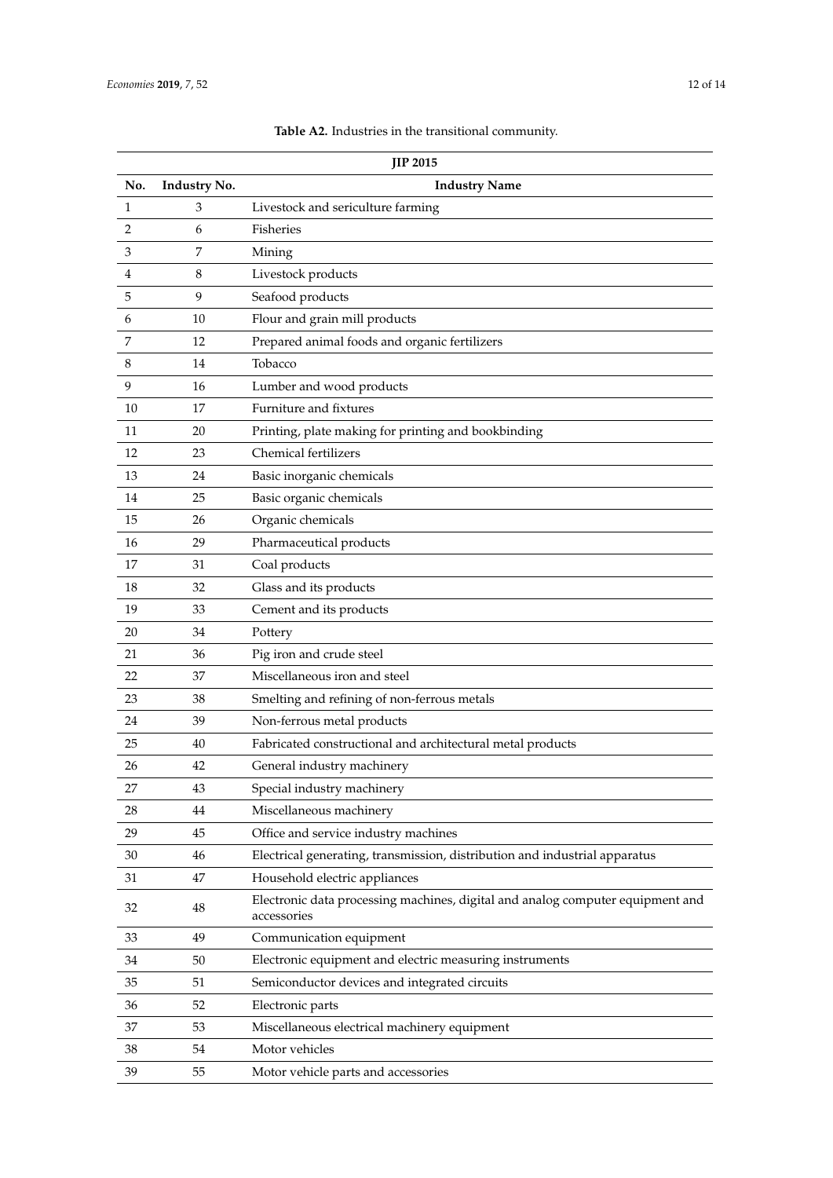**Table A2.** Industries in the transitional community.

| JIP 2015 | | |
|---|---|---|
| **No.** | **Industry No.** | **Industry Name** |
| 1 | 3 | Livestock and sericulture farming |
| 2 | 6 | Fisheries |
| 3 | 7 | Mining |
| 4 | 8 | Livestock products |
| 5 | 9 | Seafood products |
| 6 | 10 | Flour and grain mill products |
| 7 | 12 | Prepared animal foods and organic fertilizers |
| 8 | 14 | Tobacco |
| 9 | 16 | Lumber and wood products |
| 10 | 17 | Furniture and fixtures |
| 11 | 20 | Printing, plate making for printing and bookbinding |
| 12 | 23 | Chemical fertilizers |
| 13 | 24 | Basic inorganic chemicals |
| 14 | 25 | Basic organic chemicals |
| 15 | 26 | Organic chemicals |
| 16 | 29 | Pharmaceutical products |
| 17 | 31 | Coal products |
| 18 | 32 | Glass and its products |
| 19 | 33 | Cement and its products |
| 20 | 34 | Pottery |
| 21 | 36 | Pig iron and crude steel |
| 22 | 37 | Miscellaneous iron and steel |
| 23 | 38 | Smelting and refining of non-ferrous metals |
| 24 | 39 | Non-ferrous metal products |
| 25 | 40 | Fabricated constructional and architectural metal products |
| 26 | 42 | General industry machinery |
| 27 | 43 | Special industry machinery |
| 28 | 44 | Miscellaneous machinery |
| 29 | 45 | Office and service industry machines |
| 30 | 46 | Electrical generating, transmission, distribution and industrial apparatus |
| 31 | 47 | Household electric appliances |
| 32 | 48 | Electronic data processing machines, digital and analog computer equipment and accessories |
| 33 | 49 | Communication equipment |
| 34 | 50 | Electronic equipment and electric measuring instruments |
| 35 | 51 | Semiconductor devices and integrated circuits |
| 36 | 52 | Electronic parts |
| 37 | 53 | Miscellaneous electrical machinery equipment |
| 38 | 54 | Motor vehicles |
| 39 | 55 | Motor vehicle parts and accessories |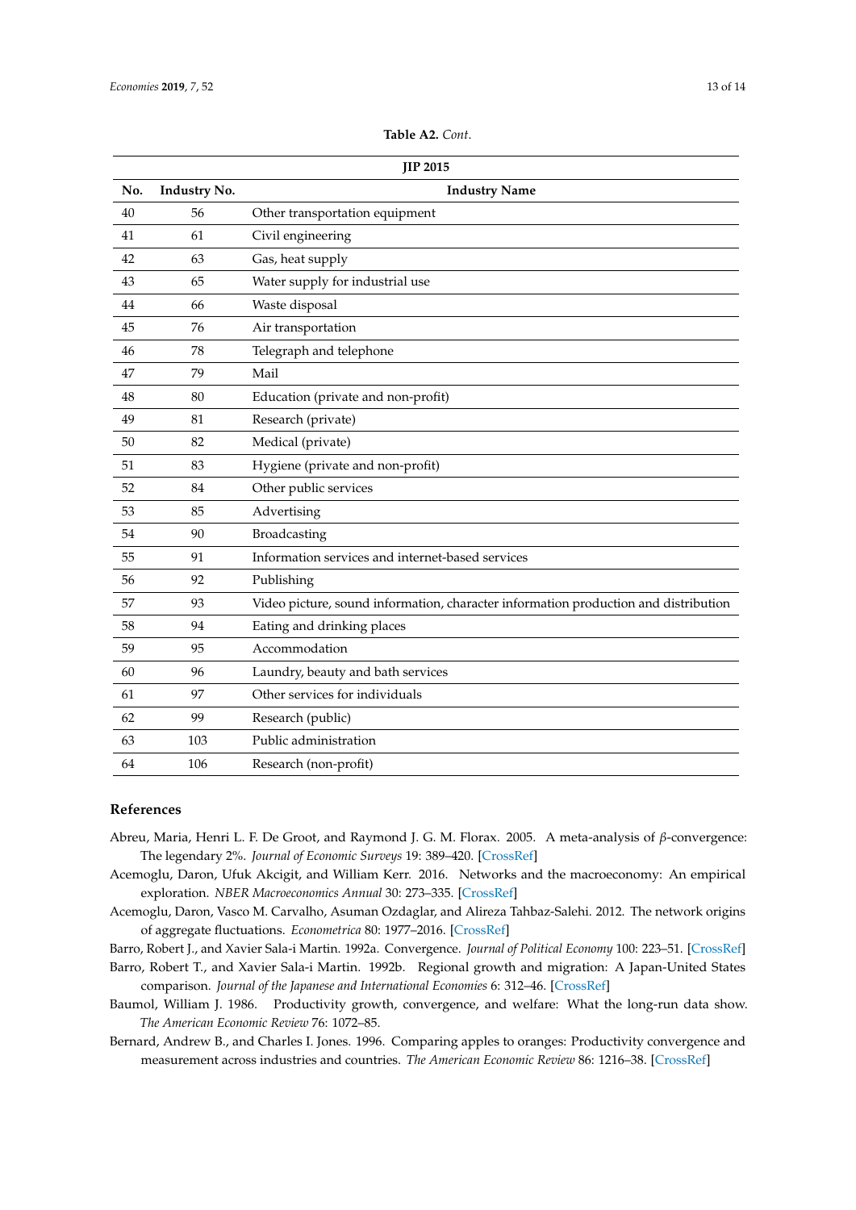**Table A2.** *Cont.*

| JIP 2015 | | |
|---|---|---|
| **No.** | **Industry No.** | **Industry Name** |
| 40 | 56 | Other transportation equipment |
| 41 | 61 | Civil engineering |
| 42 | 63 | Gas, heat supply |
| 43 | 65 | Water supply for industrial use |
| 44 | 66 | Waste disposal |
| 45 | 76 | Air transportation |
| 46 | 78 | Telegraph and telephone |
| 47 | 79 | Mail |
| 48 | 80 | Education (private and non-profit) |
| 49 | 81 | Research (private) |
| 50 | 82 | Medical (private) |
| 51 | 83 | Hygiene (private and non-profit) |
| 52 | 84 | Other public services |
| 53 | 85 | Advertising |
| 54 | 90 | Broadcasting |
| 55 | 91 | Information services and internet-based services |
| 56 | 92 | Publishing |
| 57 | 93 | Video picture, sound information, character information production and distribution |
| 58 | 94 | Eating and drinking places |
| 59 | 95 | Accommodation |
| 60 | 96 | Laundry, beauty and bath services |
| 61 | 97 | Other services for individuals |
| 62 | 99 | Research (public) |
| 63 | 103 | Public administration |
| 64 | 106 | Research (non-profit) |

## References

Abreu, Maria, Henri L. F. De Groot, and Raymond J. G. M. Florax. 2005. A meta-analysis of $\beta$-convergence: The legendary 2%. *Journal of Economic Surveys* 19: 389–420. [CrossRef]

Acemoglu, Daron, Ufuk Akcigit, and William Kerr. 2016. Networks and the macroeconomy: An empirical exploration. *NBER Macroeconomics Annual* 30: 273–335. [CrossRef]

Acemoglu, Daron, Vasco M. Carvalho, Asuman Ozdaglar, and Alireza Tahbaz-Salehi. 2012. The network origins of aggregate fluctuations. *Econometrica* 80: 1977–2016. [CrossRef]

Barro, Robert J., and Xavier Sala-i Martin. 1992a. Convergence. *Journal of Political Economy* 100: 223–51. [CrossRef]

Barro, Robert T., and Xavier Sala-i Martin. 1992b. Regional growth and migration: A Japan-United States comparison. *Journal of the Japanese and International Economies* 6: 312–46. [CrossRef]

Baumol, William J. 1986. Productivity growth, convergence, and welfare: What the long-run data show. *The American Economic Review* 76: 1072–85.

Bernard, Andrew B., and Charles I. Jones. 1996. Comparing apples to oranges: Productivity convergence and measurement across industries and countries. *The American Economic Review* 86: 1216–38. [CrossRef]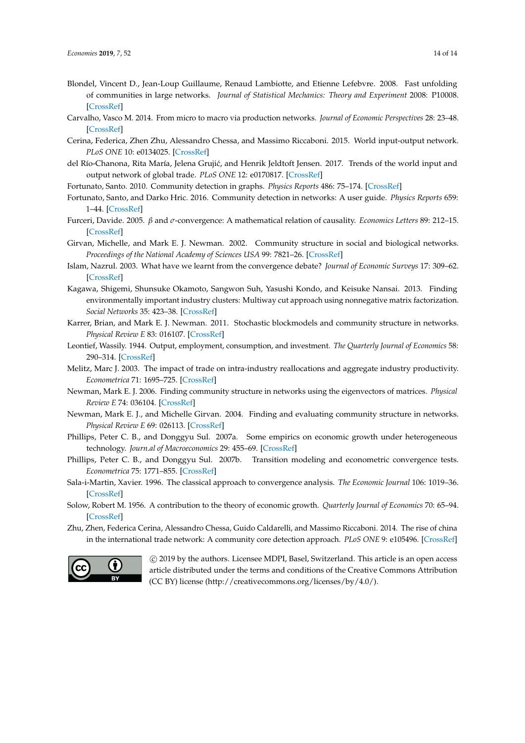Blondel, Vincent D., Jean-Loup Guillaume, Renaud Lambiotte, and Etienne Lefebvre. 2008. Fast unfolding of communities in large networks. *Journal of Statistical Mechanics: Theory and Experiment* 2008: P10008. [CrossRef]

Carvalho, Vasco M. 2014. From micro to macro via production networks. *Journal of Economic Perspectives* 28: 23–48. [CrossRef]

Cerina, Federica, Zhen Zhu, Alessandro Chessa, and Massimo Riccaboni. 2015. World input-output network. *PLoS ONE* 10: e0134025. [CrossRef]

del Río-Chanona, Rita María, Jelena Grujić, and Henrik Jeldtoft Jensen. 2017. Trends of the world input and output network of global trade. *PLoS ONE* 12: e0170817. [CrossRef]

Fortunato, Santo. 2010. Community detection in graphs. *Physics Reports* 486: 75–174. [CrossRef]

Fortunato, Santo, and Darko Hric. 2016. Community detection in networks: A user guide. *Physics Reports* 659: 1–44. [CrossRef]

Furceri, Davide. 2005. $\beta$ and $\sigma$-convergence: A mathematical relation of causality. *Economics Letters* 89: 212–15. [CrossRef]

Girvan, Michelle, and Mark E. J. Newman. 2002. Community structure in social and biological networks. *Proceedings of the National Academy of Sciences USA* 99: 7821–26. [CrossRef]

Islam, Nazrul. 2003. What have we learnt from the convergence debate? *Journal of Economic Surveys* 17: 309–62. [CrossRef]

Kagawa, Shigemi, Shunsuke Okamoto, Sangwon Suh, Yasushi Kondo, and Keisuke Nansai. 2013. Finding environmentally important industry clusters: Multiway cut approach using nonnegative matrix factorization. *Social Networks* 35: 423–38. [CrossRef]

Karrer, Brian, and Mark E. J. Newman. 2011. Stochastic blockmodels and community structure in networks. *Physical Review E* 83: 016107. [CrossRef]

Leontief, Wassily. 1944. Output, employment, consumption, and investment. *The Quarterly Journal of Economics* 58: 290–314. [CrossRef]

Melitz, Marc J. 2003. The impact of trade on intra-industry reallocations and aggregate industry productivity. *Econometrica* 71: 1695–725. [CrossRef]

Newman, Mark E. J. 2006. Finding community structure in networks using the eigenvectors of matrices. *Physical Review E* 74: 036104. [CrossRef]

Newman, Mark E. J., and Michelle Girvan. 2004. Finding and evaluating community structure in networks. *Physical Review E* 69: 026113. [CrossRef]

Phillips, Peter C. B., and Donggyu Sul. 2007a. Some empirics on economic growth under heterogeneous technology. *Journ.al of Macroeconomics* 29: 455–69. [CrossRef]

Phillips, Peter C. B., and Donggyu Sul. 2007b. Transition modeling and econometric convergence tests. *Econometrica* 75: 1771–855. [CrossRef]

Sala-i-Martin, Xavier. 1996. The classical approach to convergence analysis. *The Economic Journal* 106: 1019–36. [CrossRef]

Solow, Robert M. 1956. A contribution to the theory of economic growth. *Quarterly Journal of Economics* 70: 65–94. [CrossRef]

Zhu, Zhen, Federica Cerina, Alessandro Chessa, Guido Caldarelli, and Massimo Riccaboni. 2014. The rise of china in the international trade network: A community core detection approach. *PLoS ONE* 9: e105496. [CrossRef]

© 2019 by the authors. Licensee MDPI, Basel, Switzerland. This article is an open access article distributed under the terms and conditions of the Creative Commons Attribution (CC BY) license (http://creativecommons.org/licenses/by/4.0/).